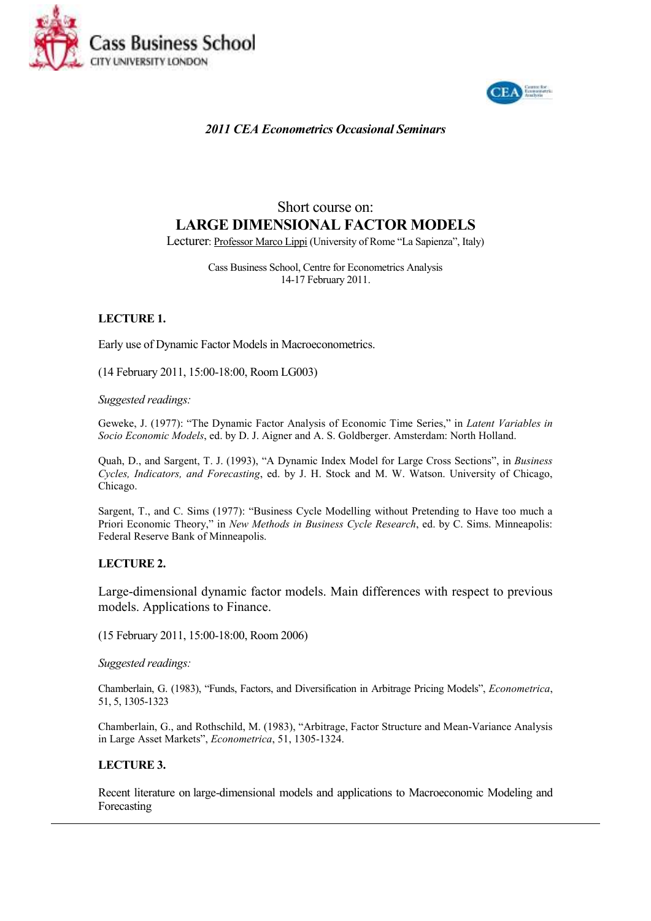Cass Business School
CITY UNIVERSITY LONDON

*2011 CEA Econometrics Occasional Seminars*

# Short course on:
# LARGE DIMENSIONAL FACTOR MODELS

Lecturer: Professor Marco Lippi (University of Rome "La Sapienza", Italy)

Cass Business School, Centre for Econometrics Analysis
14-17 February 2011.

## LECTURE 1.

Early use of Dynamic Factor Models in Macroeconometrics.

(14 February 2011, 15:00-18:00, Room LG003)

*Suggested readings:*

Geweke, J. (1977): "The Dynamic Factor Analysis of Economic Time Series," in *Latent Variables in Socio Economic Models*, ed. by D. J. Aigner and A. S. Goldberger. Amsterdam: North Holland.

Quah, D., and Sargent, T. J. (1993), "A Dynamic Index Model for Large Cross Sections", in *Business Cycles, Indicators, and Forecasting*, ed. by J. H. Stock and M. W. Watson. University of Chicago, Chicago.

Sargent, T., and C. Sims (1977): "Business Cycle Modelling without Pretending to Have too much a Priori Economic Theory," in *New Methods in Business Cycle Research*, ed. by C. Sims. Minneapolis: Federal Reserve Bank of Minneapolis.

## LECTURE 2.

Large-dimensional dynamic factor models. Main differences with respect to previous models. Applications to Finance.

(15 February 2011, 15:00-18:00, Room 2006)

*Suggested readings:*

Chamberlain, G. (1983), "Funds, Factors, and Diversification in Arbitrage Pricing Models", *Econometrica*, 51, 5, 1305-1323

Chamberlain, G., and Rothschild, M. (1983), "Arbitrage, Factor Structure and Mean-Variance Analysis in Large Asset Markets", *Econometrica*, 51, 1305-1324.

## LECTURE 3.

Recent literature on large-dimensional models and applications to Macroeconomic Modeling and Forecasting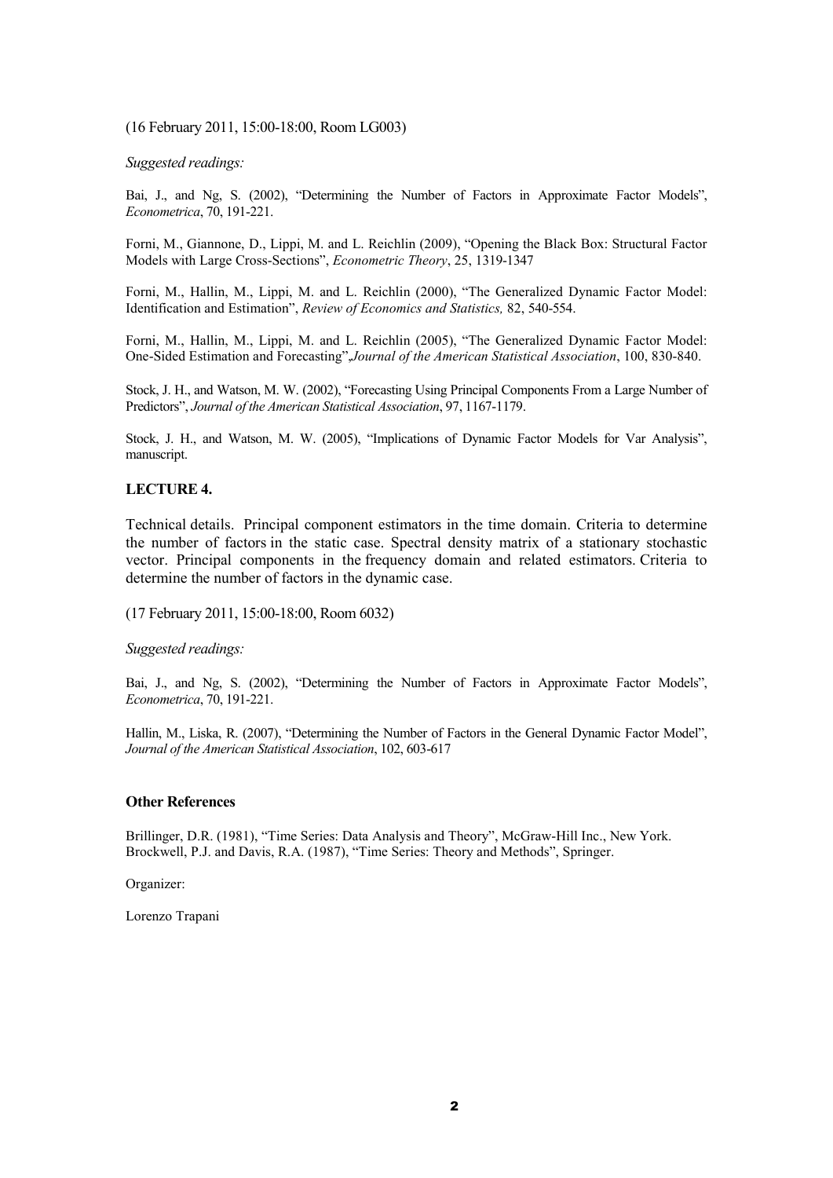(16 February 2011, 15:00-18:00, Room LG003)

*Suggested readings:*

Bai, J., and Ng, S. (2002), "Determining the Number of Factors in Approximate Factor Models", *Econometrica*, 70, 191-221.

Forni, M., Giannone, D., Lippi, M. and L. Reichlin (2009), "Opening the Black Box: Structural Factor Models with Large Cross-Sections", *Econometric Theory*, 25, 1319-1347

Forni, M., Hallin, M., Lippi, M. and L. Reichlin (2000), "The Generalized Dynamic Factor Model: Identification and Estimation", *Review of Economics and Statistics,* 82, 540-554.

Forni, M., Hallin, M., Lippi, M. and L. Reichlin (2005), "The Generalized Dynamic Factor Model: One-Sided Estimation and Forecasting",*Journal of the American Statistical Association*, 100, 830-840.

Stock, J. H., and Watson, M. W. (2002), "Forecasting Using Principal Components From a Large Number of Predictors", *Journal of the American Statistical Association*, 97, 1167-1179.

Stock, J. H., and Watson, M. W. (2005), "Implications of Dynamic Factor Models for Var Analysis", manuscript.

**LECTURE 4.**

Technical details. Principal component estimators in the time domain. Criteria to determine the number of factors in the static case. Spectral density matrix of a stationary stochastic vector. Principal components in the frequency domain and related estimators. Criteria to determine the number of factors in the dynamic case.

(17 February 2011, 15:00-18:00, Room 6032)

*Suggested readings:*

Bai, J., and Ng, S. (2002), "Determining the Number of Factors in Approximate Factor Models", *Econometrica*, 70, 191-221.

Hallin, M., Liska, R. (2007), "Determining the Number of Factors in the General Dynamic Factor Model", *Journal of the American Statistical Association*, 102, 603-617

**Other References**

Brillinger, D.R. (1981), "Time Series: Data Analysis and Theory", McGraw-Hill Inc., New York.
Brockwell, P.J. and Davis, R.A. (1987), "Time Series: Theory and Methods", Springer.

Organizer:

Lorenzo Trapani